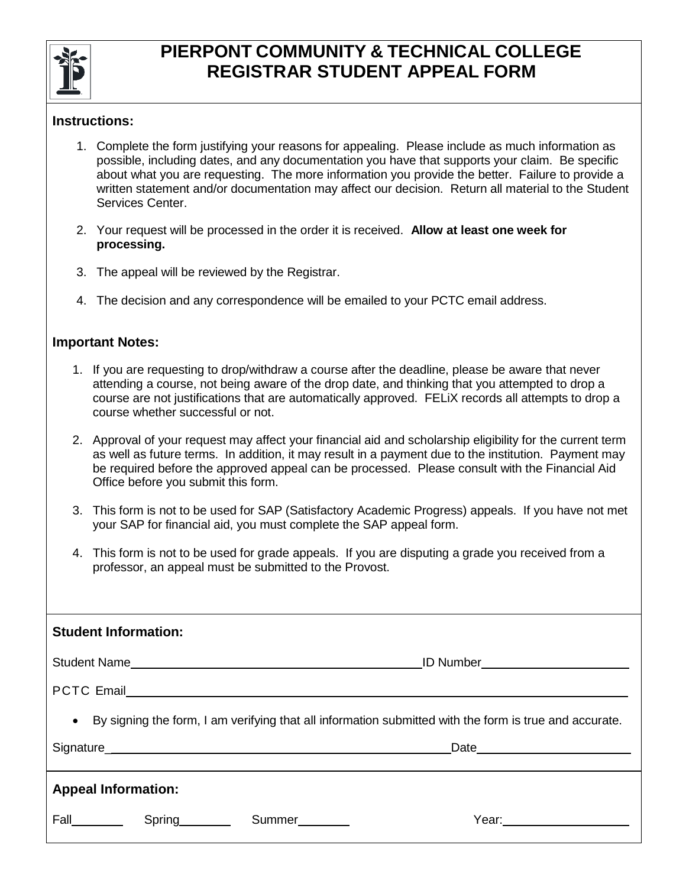# PIERPONT COMMUNITY & TECHNICAL COLLEGE
# REGISTRAR STUDENT APPEAL FORM

**Instructions:**

1. Complete the form justifying your reasons for appealing. Please include as much information as possible, including dates, and any documentation you have that supports your claim. Be specific about what you are requesting. The more information you provide the better. Failure to provide a written statement and/or documentation may affect our decision. Return all material to the Student Services Center.
2. Your request will be processed in the order it is received. **Allow at least one week for processing.**
3. The appeal will be reviewed by the Registrar.
4. The decision and any correspondence will be emailed to your PCTC email address.

**Important Notes:**

1. If you are requesting to drop/withdraw a course after the deadline, please be aware that never attending a course, not being aware of the drop date, and thinking that you attempted to drop a course are not justifications that are automatically approved. FELiX records all attempts to drop a course whether successful or not.
2. Approval of your request may affect your financial aid and scholarship eligibility for the current term as well as future terms. In addition, it may result in a payment due to the institution. Payment may be required before the approved appeal can be processed. Please consult with the Financial Aid Office before you submit this form.
3. This form is not to be used for SAP (Satisfactory Academic Progress) appeals. If you have not met your SAP for financial aid, you must complete the SAP appeal form.
4. This form is not to be used for grade appeals. If you are disputing a grade you received from a professor, an appeal must be submitted to the Provost.

**Student Information:**

Student Name\_\_\_\_\_\_\_\_\_\_\_\_\_\_\_\_\_\_\_\_\_\_\_\_\_\_\_\_\_\_\_\_\_\_\_\_\_\_\_\_\_\_ ID Number\_\_\_\_\_\_\_\_\_\_\_\_\_\_\_\_\_\_\_\_

PCTC Email\_\_\_\_\_\_\_\_\_\_\_\_\_\_\_\_\_\_\_\_\_\_\_\_\_\_\_\_\_\_\_\_\_\_\_\_\_\_\_\_\_\_\_\_\_\_\_\_\_\_\_\_\_\_\_\_\_\_\_\_\_\_\_\_

- By signing the form, I am verifying that all information submitted with the form is true and accurate.

Signature\_\_\_\_\_\_\_\_\_\_\_\_\_\_\_\_\_\_\_\_\_\_\_\_\_\_\_\_\_\_\_\_\_\_\_\_\_\_\_\_\_\_\_\_\_\_\_\_\_\_ Date\_\_\_\_\_\_\_\_\_\_\_\_\_\_\_\_\_\_\_\_

**Appeal Information:**

Fall\_\_\_\_\_\_\_ Spring\_\_\_\_\_\_\_ Summer\_\_\_\_\_\_\_ Year:\_\_\_\_\_\_\_\_\_\_\_\_\_\_\_\_\_\_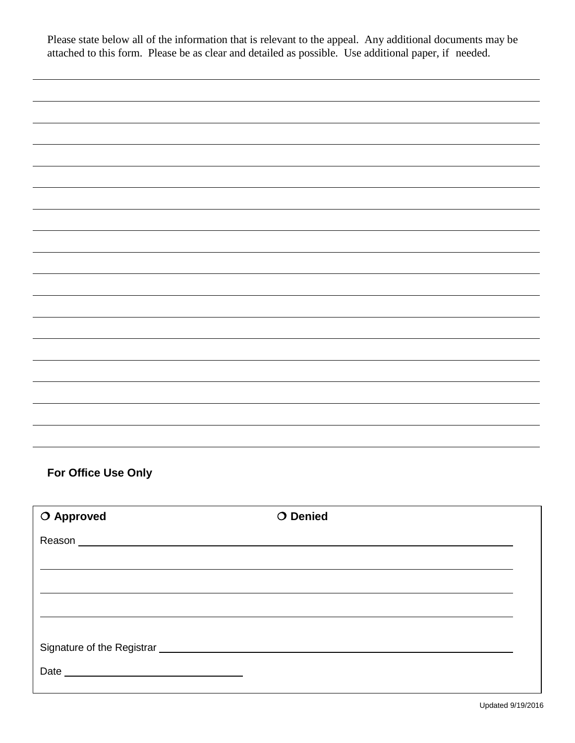Please state below all of the information that is relevant to the appeal. Any additional documents may be attached to this form. Please be as clear and detailed as possible. Use additional paper, if needed.

______________________________________________________________________________

______________________________________________________________________________

______________________________________________________________________________

______________________________________________________________________________

______________________________________________________________________________

______________________________________________________________________________

______________________________________________________________________________

______________________________________________________________________________

______________________________________________________________________________

______________________________________________________________________________

______________________________________________________________________________

______________________________________________________________________________

______________________________________________________________________________

______________________________________________________________________________

______________________________________________________________________________

______________________________________________________________________________

______________________________________________________________________________

**For Office Use Only**

❍ **Approved** ❍ **Denied**

Reason ______________________________________________________________________

______________________________________________________________________________

______________________________________________________________________________

______________________________________________________________________________

Signature of the Registrar ____________________________________________________

Date ______________________________

Updated 9/19/2016